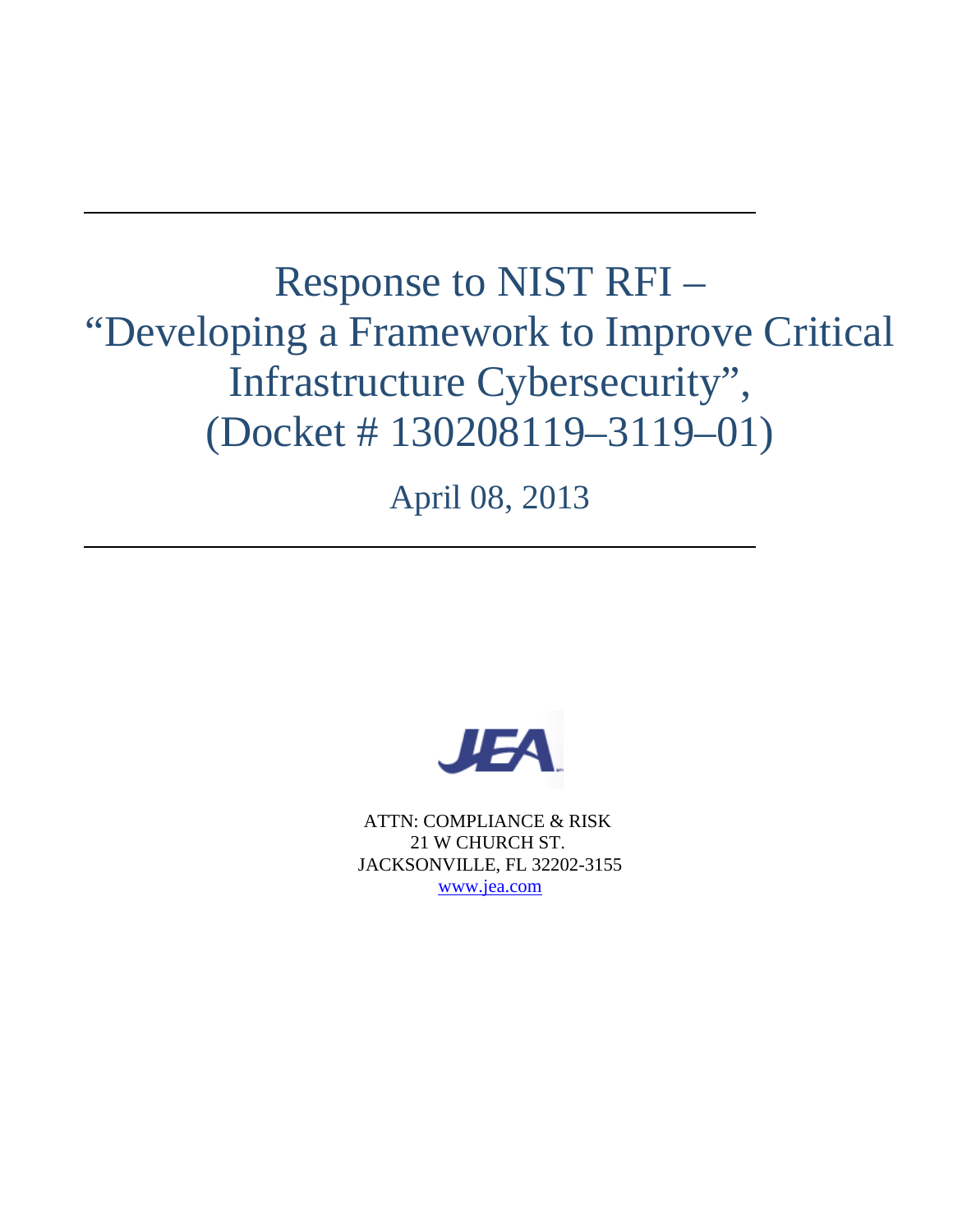---

# Response to NIST RFI – "Developing a Framework to Improve Critical Infrastructure Cybersecurity", (Docket # 130208119–3119–01)

April 08, 2013

---

JEA

ATTN: COMPLIANCE & RISK
21 W CHURCH ST.
JACKSONVILLE, FL 32202-3155
www.jea.com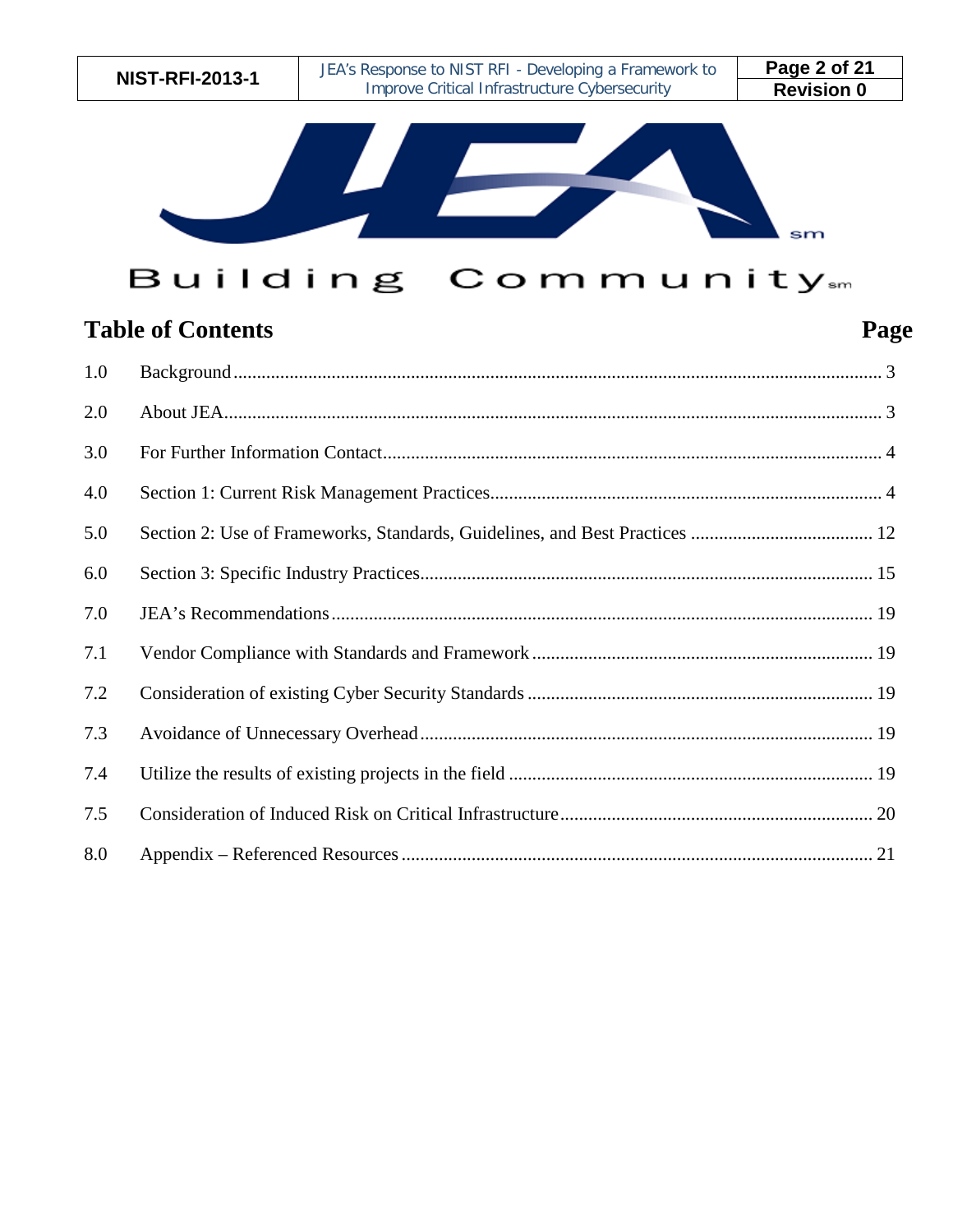Building Community[sm]

## Table of Contents

| | | Page |
|---|---|---|
| 1.0 | Background | 3 |
| 2.0 | About JEA | 3 |
| 3.0 | For Further Information Contact | 4 |
| 4.0 | Section 1: Current Risk Management Practices | 4 |
| 5.0 | Section 2: Use of Frameworks, Standards, Guidelines, and Best Practices | 12 |
| 6.0 | Section 3: Specific Industry Practices | 15 |
| 7.0 | JEA's Recommendations | 19 |
| 7.1 | Vendor Compliance with Standards and Framework | 19 |
| 7.2 | Consideration of existing Cyber Security Standards | 19 |
| 7.3 | Avoidance of Unnecessary Overhead | 19 |
| 7.4 | Utilize the results of existing projects in the field | 19 |
| 7.5 | Consideration of Induced Risk on Critical Infrastructure | 20 |
| 8.0 | Appendix – Referenced Resources | 21 |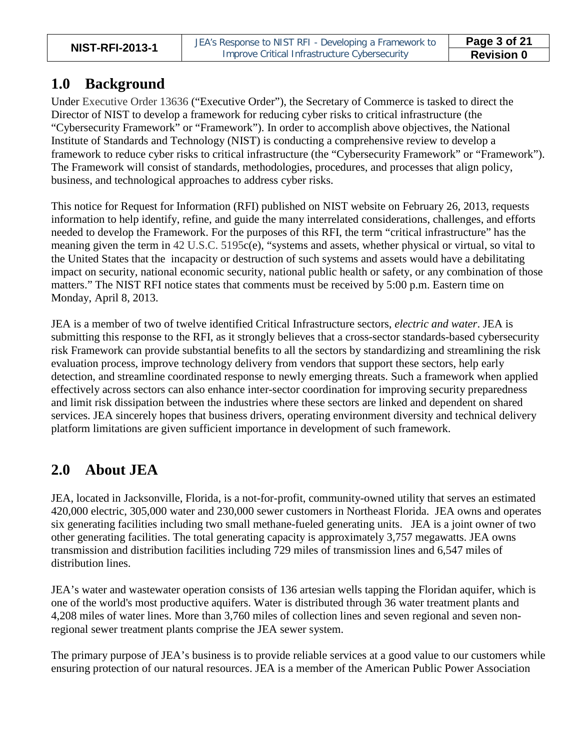## 1.0 Background

Under Executive Order 13636 ("Executive Order"), the Secretary of Commerce is tasked to direct the Director of NIST to develop a framework for reducing cyber risks to critical infrastructure (the "Cybersecurity Framework" or "Framework"). In order to accomplish above objectives, the National Institute of Standards and Technology (NIST) is conducting a comprehensive review to develop a framework to reduce cyber risks to critical infrastructure (the "Cybersecurity Framework" or "Framework"). The Framework will consist of standards, methodologies, procedures, and processes that align policy, business, and technological approaches to address cyber risks.

This notice for Request for Information (RFI) published on NIST website on February 26, 2013, requests information to help identify, refine, and guide the many interrelated considerations, challenges, and efforts needed to develop the Framework. For the purposes of this RFI, the term "critical infrastructure" has the meaning given the term in 42 U.S.C. 5195c(e), "systems and assets, whether physical or virtual, so vital to the United States that the incapacity or destruction of such systems and assets would have a debilitating impact on security, national economic security, national public health or safety, or any combination of those matters." The NIST RFI notice states that comments must be received by 5:00 p.m. Eastern time on Monday, April 8, 2013.

JEA is a member of two of twelve identified Critical Infrastructure sectors, *electric and water*. JEA is submitting this response to the RFI, as it strongly believes that a cross-sector standards-based cybersecurity risk Framework can provide substantial benefits to all the sectors by standardizing and streamlining the risk evaluation process, improve technology delivery from vendors that support these sectors, help early detection, and streamline coordinated response to newly emerging threats. Such a framework when applied effectively across sectors can also enhance inter-sector coordination for improving security preparedness and limit risk dissipation between the industries where these sectors are linked and dependent on shared services. JEA sincerely hopes that business drivers, operating environment diversity and technical delivery platform limitations are given sufficient importance in development of such framework.

## 2.0 About JEA

JEA, located in Jacksonville, Florida, is a not-for-profit, community-owned utility that serves an estimated 420,000 electric, 305,000 water and 230,000 sewer customers in Northeast Florida. JEA owns and operates six generating facilities including two small methane-fueled generating units. JEA is a joint owner of two other generating facilities. The total generating capacity is approximately 3,757 megawatts. JEA owns transmission and distribution facilities including 729 miles of transmission lines and 6,547 miles of distribution lines.

JEA's water and wastewater operation consists of 136 artesian wells tapping the Floridan aquifer, which is one of the world's most productive aquifers. Water is distributed through 36 water treatment plants and 4,208 miles of water lines. More than 3,760 miles of collection lines and seven regional and seven non-regional sewer treatment plants comprise the JEA sewer system.

The primary purpose of JEA's business is to provide reliable services at a good value to our customers while ensuring protection of our natural resources. JEA is a member of the American Public Power Association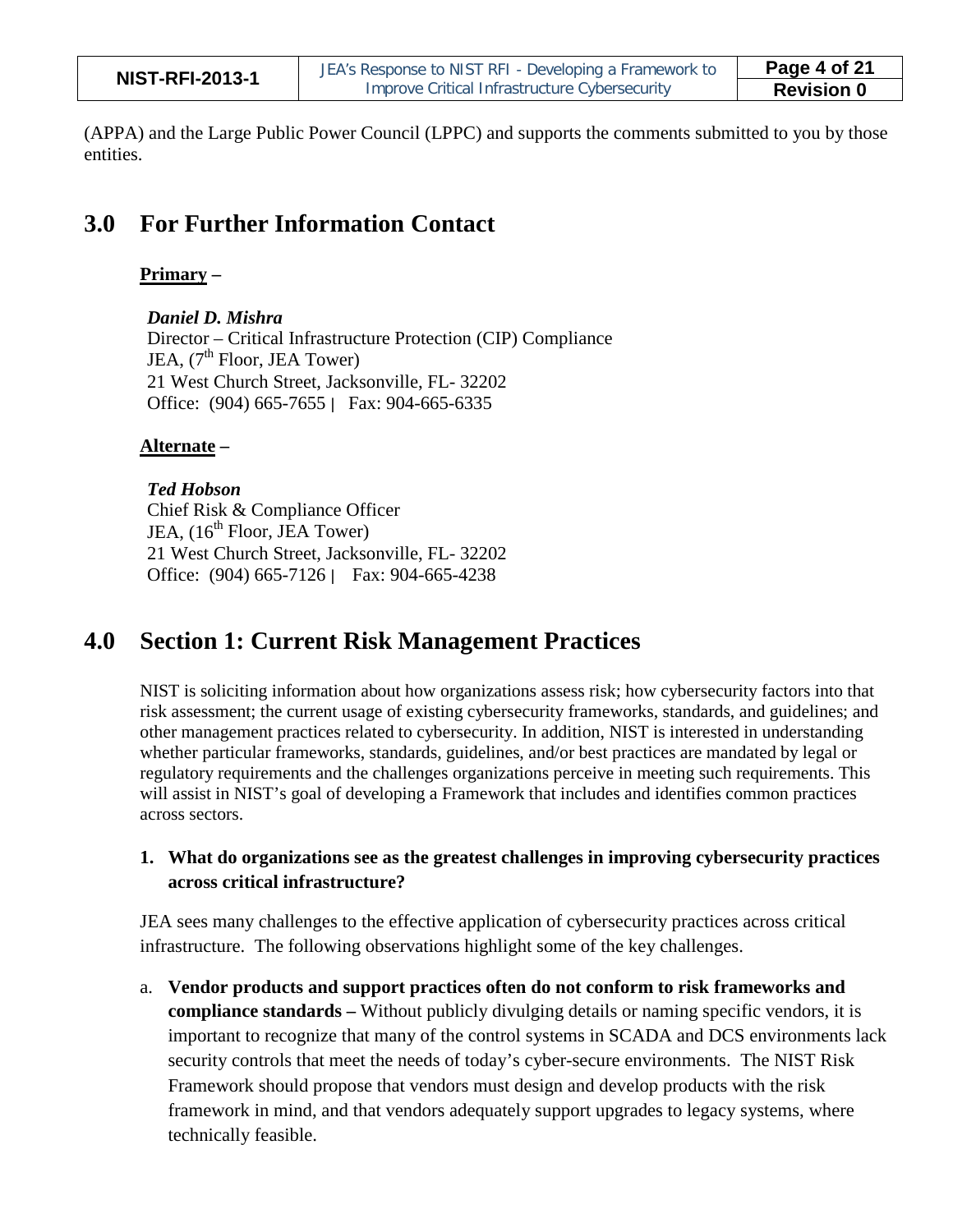(APPA) and the Large Public Power Council (LPPC) and supports the comments submitted to you by those entities.

## 3.0 For Further Information Contact

**Primary –**

***Daniel D. Mishra***
Director – Critical Infrastructure Protection (CIP) Compliance
JEA, (7th Floor, JEA Tower)
21 West Church Street, Jacksonville, FL- 32202
Office: (904) 665-7655 | Fax: 904-665-6335

**Alternate –**

***Ted Hobson***
Chief Risk & Compliance Officer
JEA, (16th Floor, JEA Tower)
21 West Church Street, Jacksonville, FL- 32202
Office: (904) 665-7126 | Fax: 904-665-4238

## 4.0 Section 1: Current Risk Management Practices

NIST is soliciting information about how organizations assess risk; how cybersecurity factors into that risk assessment; the current usage of existing cybersecurity frameworks, standards, and guidelines; and other management practices related to cybersecurity. In addition, NIST is interested in understanding whether particular frameworks, standards, guidelines, and/or best practices are mandated by legal or regulatory requirements and the challenges organizations perceive in meeting such requirements. This will assist in NIST's goal of developing a Framework that includes and identifies common practices across sectors.

1. **What do organizations see as the greatest challenges in improving cybersecurity practices across critical infrastructure?**

JEA sees many challenges to the effective application of cybersecurity practices across critical infrastructure. The following observations highlight some of the key challenges.

a. **Vendor products and support practices often do not conform to risk frameworks and compliance standards –** Without publicly divulging details or naming specific vendors, it is important to recognize that many of the control systems in SCADA and DCS environments lack security controls that meet the needs of today's cyber-secure environments. The NIST Risk Framework should propose that vendors must design and develop products with the risk framework in mind, and that vendors adequately support upgrades to legacy systems, where technically feasible.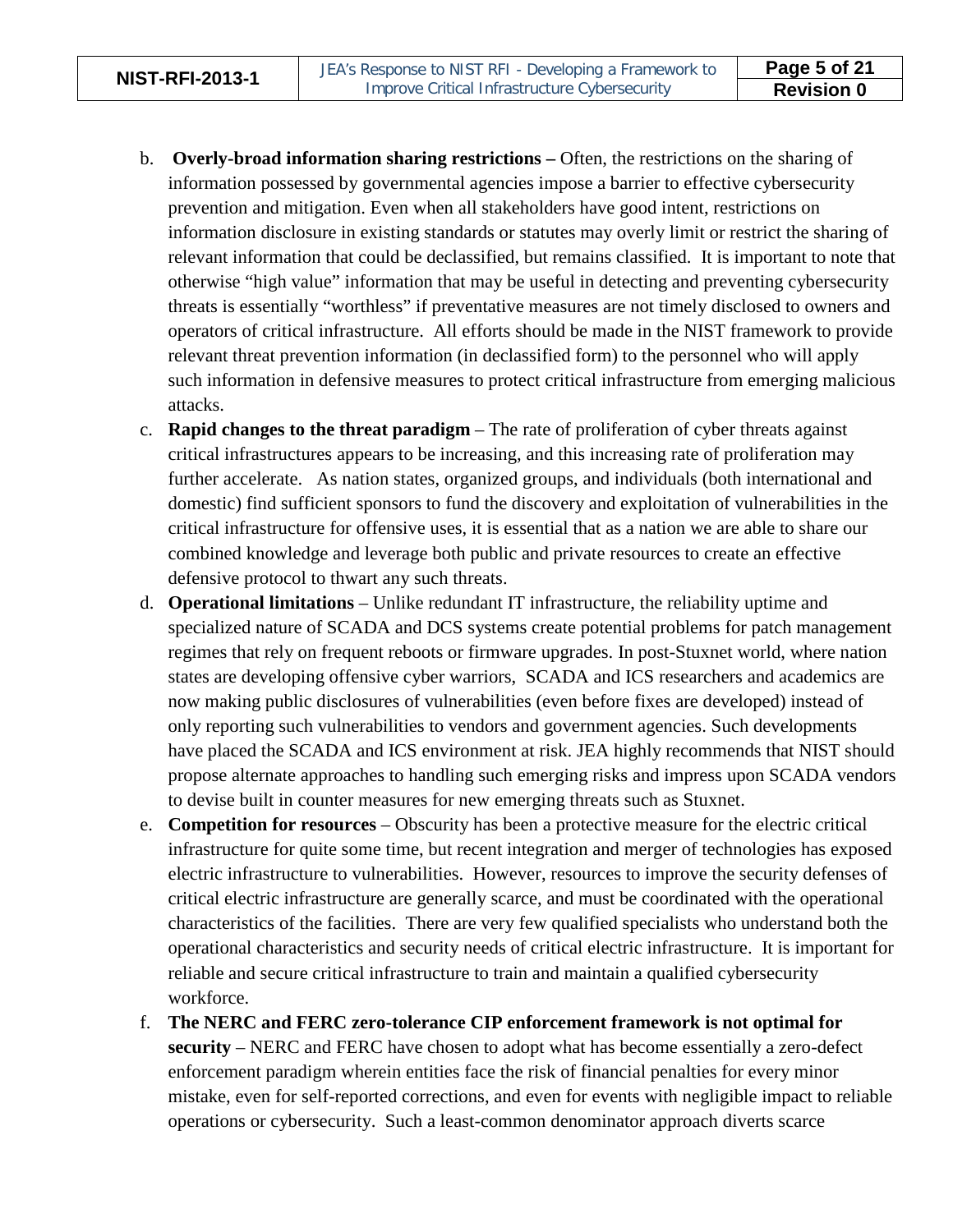b. **Overly-broad information sharing restrictions –** Often, the restrictions on the sharing of information possessed by governmental agencies impose a barrier to effective cybersecurity prevention and mitigation. Even when all stakeholders have good intent, restrictions on information disclosure in existing standards or statutes may overly limit or restrict the sharing of relevant information that could be declassified, but remains classified. It is important to note that otherwise "high value" information that may be useful in detecting and preventing cybersecurity threats is essentially "worthless" if preventative measures are not timely disclosed to owners and operators of critical infrastructure. All efforts should be made in the NIST framework to provide relevant threat prevention information (in declassified form) to the personnel who will apply such information in defensive measures to protect critical infrastructure from emerging malicious attacks.

c. **Rapid changes to the threat paradigm** – The rate of proliferation of cyber threats against critical infrastructures appears to be increasing, and this increasing rate of proliferation may further accelerate. As nation states, organized groups, and individuals (both international and domestic) find sufficient sponsors to fund the discovery and exploitation of vulnerabilities in the critical infrastructure for offensive uses, it is essential that as a nation we are able to share our combined knowledge and leverage both public and private resources to create an effective defensive protocol to thwart any such threats.

d. **Operational limitations** – Unlike redundant IT infrastructure, the reliability uptime and specialized nature of SCADA and DCS systems create potential problems for patch management regimes that rely on frequent reboots or firmware upgrades. In post-Stuxnet world, where nation states are developing offensive cyber warriors, SCADA and ICS researchers and academics are now making public disclosures of vulnerabilities (even before fixes are developed) instead of only reporting such vulnerabilities to vendors and government agencies. Such developments have placed the SCADA and ICS environment at risk. JEA highly recommends that NIST should propose alternate approaches to handling such emerging risks and impress upon SCADA vendors to devise built in counter measures for new emerging threats such as Stuxnet.

e. **Competition for resources** – Obscurity has been a protective measure for the electric critical infrastructure for quite some time, but recent integration and merger of technologies has exposed electric infrastructure to vulnerabilities. However, resources to improve the security defenses of critical electric infrastructure are generally scarce, and must be coordinated with the operational characteristics of the facilities. There are very few qualified specialists who understand both the operational characteristics and security needs of critical electric infrastructure. It is important for reliable and secure critical infrastructure to train and maintain a qualified cybersecurity workforce.

f. **The NERC and FERC zero-tolerance CIP enforcement framework is not optimal for security** – NERC and FERC have chosen to adopt what has become essentially a zero-defect enforcement paradigm wherein entities face the risk of financial penalties for every minor mistake, even for self-reported corrections, and even for events with negligible impact to reliable operations or cybersecurity. Such a least-common denominator approach diverts scarce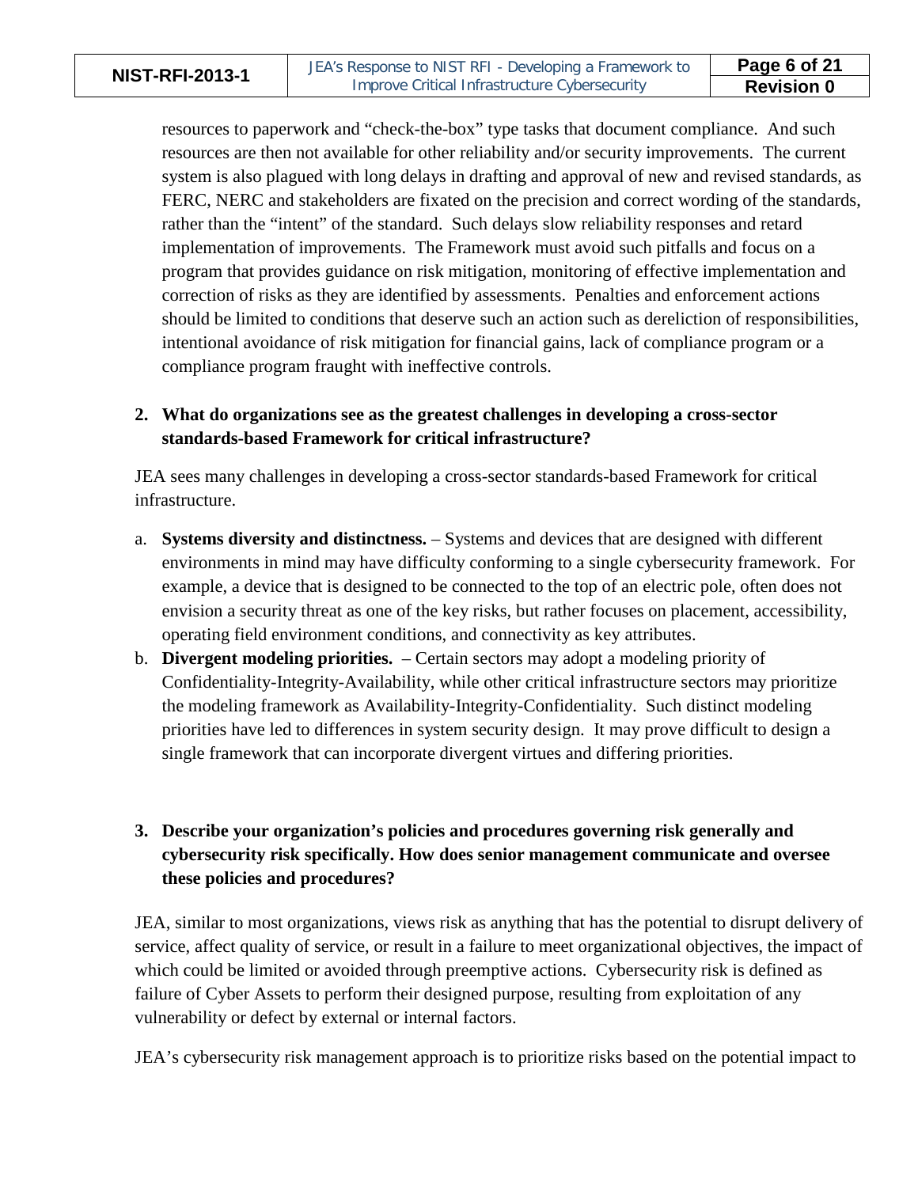resources to paperwork and "check-the-box" type tasks that document compliance. And such resources are then not available for other reliability and/or security improvements. The current system is also plagued with long delays in drafting and approval of new and revised standards, as FERC, NERC and stakeholders are fixated on the precision and correct wording of the standards, rather than the "intent" of the standard. Such delays slow reliability responses and retard implementation of improvements. The Framework must avoid such pitfalls and focus on a program that provides guidance on risk mitigation, monitoring of effective implementation and correction of risks as they are identified by assessments. Penalties and enforcement actions should be limited to conditions that deserve such an action such as dereliction of responsibilities, intentional avoidance of risk mitigation for financial gains, lack of compliance program or a compliance program fraught with ineffective controls.

2. **What do organizations see as the greatest challenges in developing a cross-sector standards-based Framework for critical infrastructure?**

JEA sees many challenges in developing a cross-sector standards-based Framework for critical infrastructure.

a. **Systems diversity and distinctness.** – Systems and devices that are designed with different environments in mind may have difficulty conforming to a single cybersecurity framework. For example, a device that is designed to be connected to the top of an electric pole, often does not envision a security threat as one of the key risks, but rather focuses on placement, accessibility, operating field environment conditions, and connectivity as key attributes.
b. **Divergent modeling priorities.** – Certain sectors may adopt a modeling priority of Confidentiality-Integrity-Availability, while other critical infrastructure sectors may prioritize the modeling framework as Availability-Integrity-Confidentiality. Such distinct modeling priorities have led to differences in system security design. It may prove difficult to design a single framework that can incorporate divergent virtues and differing priorities.

3. **Describe your organization's policies and procedures governing risk generally and cybersecurity risk specifically. How does senior management communicate and oversee these policies and procedures?**

JEA, similar to most organizations, views risk as anything that has the potential to disrupt delivery of service, affect quality of service, or result in a failure to meet organizational objectives, the impact of which could be limited or avoided through preemptive actions. Cybersecurity risk is defined as failure of Cyber Assets to perform their designed purpose, resulting from exploitation of any vulnerability or defect by external or internal factors.

JEA's cybersecurity risk management approach is to prioritize risks based on the potential impact to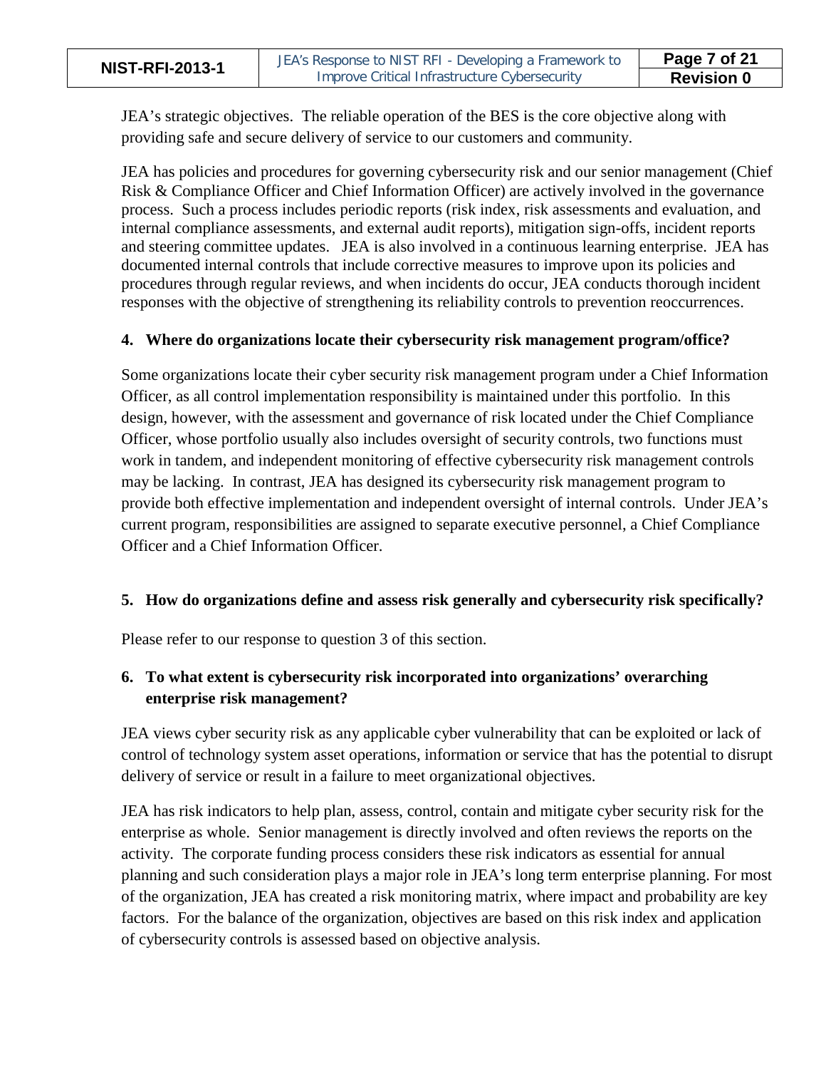JEA's strategic objectives. The reliable operation of the BES is the core objective along with providing safe and secure delivery of service to our customers and community.

JEA has policies and procedures for governing cybersecurity risk and our senior management (Chief Risk & Compliance Officer and Chief Information Officer) are actively involved in the governance process. Such a process includes periodic reports (risk index, risk assessments and evaluation, and internal compliance assessments, and external audit reports), mitigation sign-offs, incident reports and steering committee updates. JEA is also involved in a continuous learning enterprise. JEA has documented internal controls that include corrective measures to improve upon its policies and procedures through regular reviews, and when incidents do occur, JEA conducts thorough incident responses with the objective of strengthening its reliability controls to prevention reoccurrences.

**4. Where do organizations locate their cybersecurity risk management program/office?**

Some organizations locate their cyber security risk management program under a Chief Information Officer, as all control implementation responsibility is maintained under this portfolio. In this design, however, with the assessment and governance of risk located under the Chief Compliance Officer, whose portfolio usually also includes oversight of security controls, two functions must work in tandem, and independent monitoring of effective cybersecurity risk management controls may be lacking. In contrast, JEA has designed its cybersecurity risk management program to provide both effective implementation and independent oversight of internal controls. Under JEA's current program, responsibilities are assigned to separate executive personnel, a Chief Compliance Officer and a Chief Information Officer.

**5. How do organizations define and assess risk generally and cybersecurity risk specifically?**

Please refer to our response to question 3 of this section.

**6. To what extent is cybersecurity risk incorporated into organizations' overarching enterprise risk management?**

JEA views cyber security risk as any applicable cyber vulnerability that can be exploited or lack of control of technology system asset operations, information or service that has the potential to disrupt delivery of service or result in a failure to meet organizational objectives.

JEA has risk indicators to help plan, assess, control, contain and mitigate cyber security risk for the enterprise as whole. Senior management is directly involved and often reviews the reports on the activity. The corporate funding process considers these risk indicators as essential for annual planning and such consideration plays a major role in JEA's long term enterprise planning. For most of the organization, JEA has created a risk monitoring matrix, where impact and probability are key factors. For the balance of the organization, objectives are based on this risk index and application of cybersecurity controls is assessed based on objective analysis.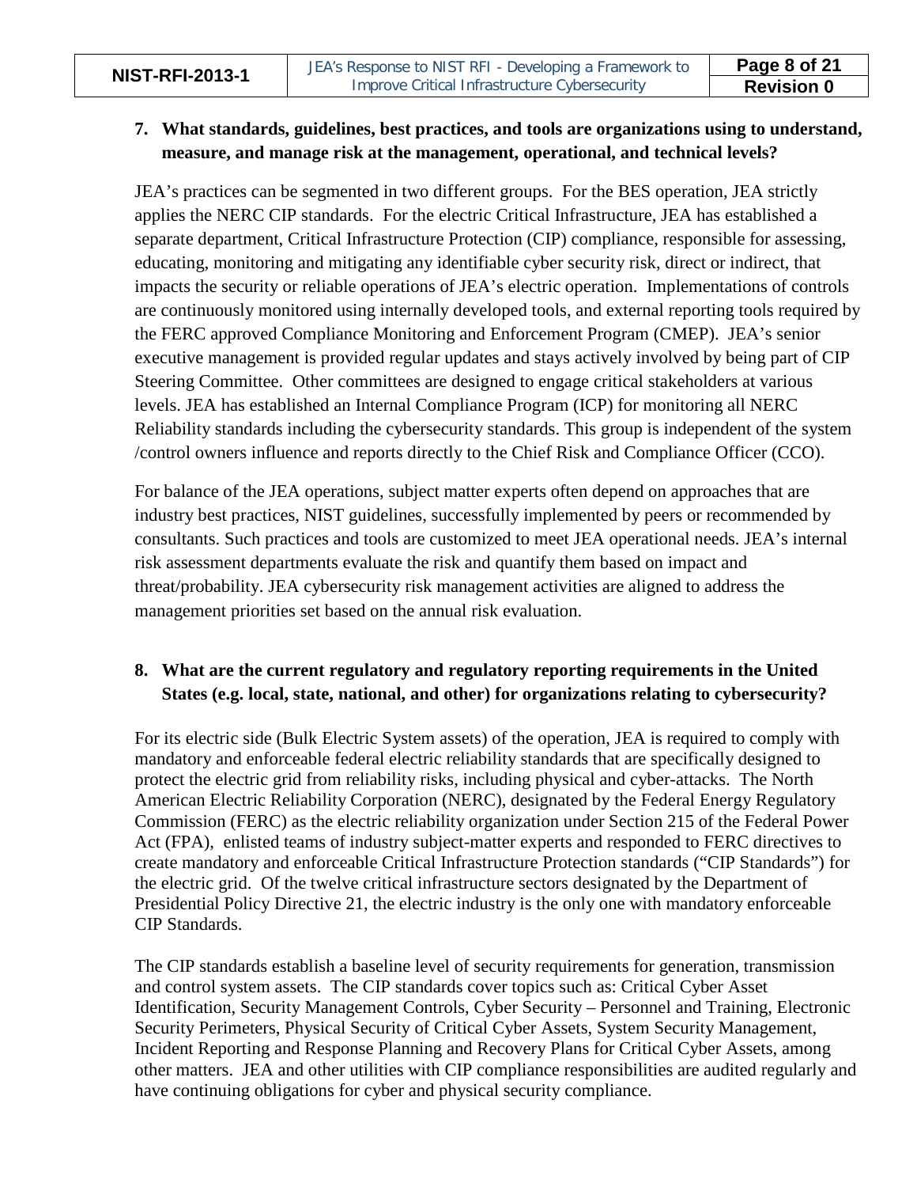**7. What standards, guidelines, best practices, and tools are organizations using to understand, measure, and manage risk at the management, operational, and technical levels?**

JEA's practices can be segmented in two different groups. For the BES operation, JEA strictly applies the NERC CIP standards. For the electric Critical Infrastructure, JEA has established a separate department, Critical Infrastructure Protection (CIP) compliance, responsible for assessing, educating, monitoring and mitigating any identifiable cyber security risk, direct or indirect, that impacts the security or reliable operations of JEA's electric operation. Implementations of controls are continuously monitored using internally developed tools, and external reporting tools required by the FERC approved Compliance Monitoring and Enforcement Program (CMEP). JEA's senior executive management is provided regular updates and stays actively involved by being part of CIP Steering Committee. Other committees are designed to engage critical stakeholders at various levels. JEA has established an Internal Compliance Program (ICP) for monitoring all NERC Reliability standards including the cybersecurity standards. This group is independent of the system /control owners influence and reports directly to the Chief Risk and Compliance Officer (CCO).

For balance of the JEA operations, subject matter experts often depend on approaches that are industry best practices, NIST guidelines, successfully implemented by peers or recommended by consultants. Such practices and tools are customized to meet JEA operational needs. JEA's internal risk assessment departments evaluate the risk and quantify them based on impact and threat/probability. JEA cybersecurity risk management activities are aligned to address the management priorities set based on the annual risk evaluation.

**8. What are the current regulatory and regulatory reporting requirements in the United States (e.g. local, state, national, and other) for organizations relating to cybersecurity?**

For its electric side (Bulk Electric System assets) of the operation, JEA is required to comply with mandatory and enforceable federal electric reliability standards that are specifically designed to protect the electric grid from reliability risks, including physical and cyber-attacks. The North American Electric Reliability Corporation (NERC), designated by the Federal Energy Regulatory Commission (FERC) as the electric reliability organization under Section 215 of the Federal Power Act (FPA), enlisted teams of industry subject-matter experts and responded to FERC directives to create mandatory and enforceable Critical Infrastructure Protection standards ("CIP Standards") for the electric grid. Of the twelve critical infrastructure sectors designated by the Department of Presidential Policy Directive 21, the electric industry is the only one with mandatory enforceable CIP Standards.

The CIP standards establish a baseline level of security requirements for generation, transmission and control system assets. The CIP standards cover topics such as: Critical Cyber Asset Identification, Security Management Controls, Cyber Security – Personnel and Training, Electronic Security Perimeters, Physical Security of Critical Cyber Assets, System Security Management, Incident Reporting and Response Planning and Recovery Plans for Critical Cyber Assets, among other matters. JEA and other utilities with CIP compliance responsibilities are audited regularly and have continuing obligations for cyber and physical security compliance.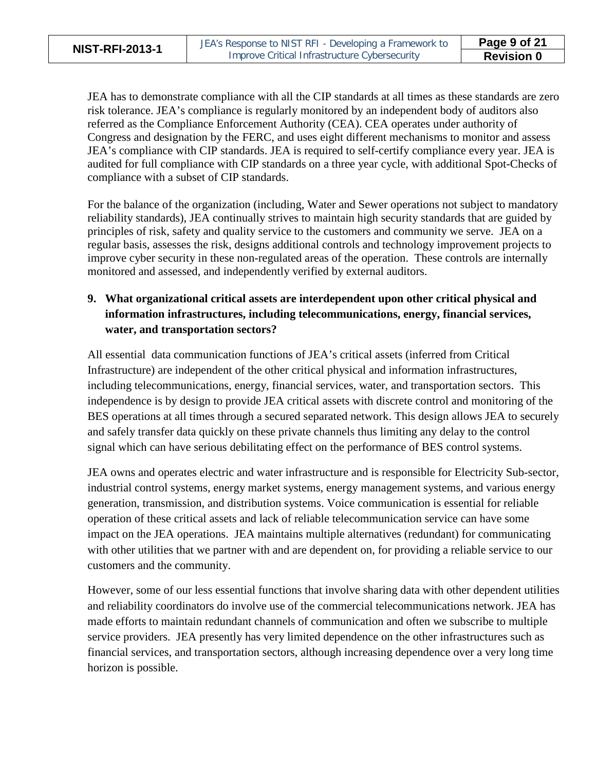JEA has to demonstrate compliance with all the CIP standards at all times as these standards are zero risk tolerance. JEA's compliance is regularly monitored by an independent body of auditors also referred as the Compliance Enforcement Authority (CEA). CEA operates under authority of Congress and designation by the FERC, and uses eight different mechanisms to monitor and assess JEA's compliance with CIP standards. JEA is required to self-certify compliance every year. JEA is audited for full compliance with CIP standards on a three year cycle, with additional Spot-Checks of compliance with a subset of CIP standards.

For the balance of the organization (including, Water and Sewer operations not subject to mandatory reliability standards), JEA continually strives to maintain high security standards that are guided by principles of risk, safety and quality service to the customers and community we serve. JEA on a regular basis, assesses the risk, designs additional controls and technology improvement projects to improve cyber security in these non-regulated areas of the operation. These controls are internally monitored and assessed, and independently verified by external auditors.

**9. What organizational critical assets are interdependent upon other critical physical and information infrastructures, including telecommunications, energy, financial services, water, and transportation sectors?**

All essential data communication functions of JEA's critical assets (inferred from Critical Infrastructure) are independent of the other critical physical and information infrastructures, including telecommunications, energy, financial services, water, and transportation sectors. This independence is by design to provide JEA critical assets with discrete control and monitoring of the BES operations at all times through a secured separated network. This design allows JEA to securely and safely transfer data quickly on these private channels thus limiting any delay to the control signal which can have serious debilitating effect on the performance of BES control systems.

JEA owns and operates electric and water infrastructure and is responsible for Electricity Sub-sector, industrial control systems, energy market systems, energy management systems, and various energy generation, transmission, and distribution systems. Voice communication is essential for reliable operation of these critical assets and lack of reliable telecommunication service can have some impact on the JEA operations. JEA maintains multiple alternatives (redundant) for communicating with other utilities that we partner with and are dependent on, for providing a reliable service to our customers and the community.

However, some of our less essential functions that involve sharing data with other dependent utilities and reliability coordinators do involve use of the commercial telecommunications network. JEA has made efforts to maintain redundant channels of communication and often we subscribe to multiple service providers. JEA presently has very limited dependence on the other infrastructures such as financial services, and transportation sectors, although increasing dependence over a very long time horizon is possible.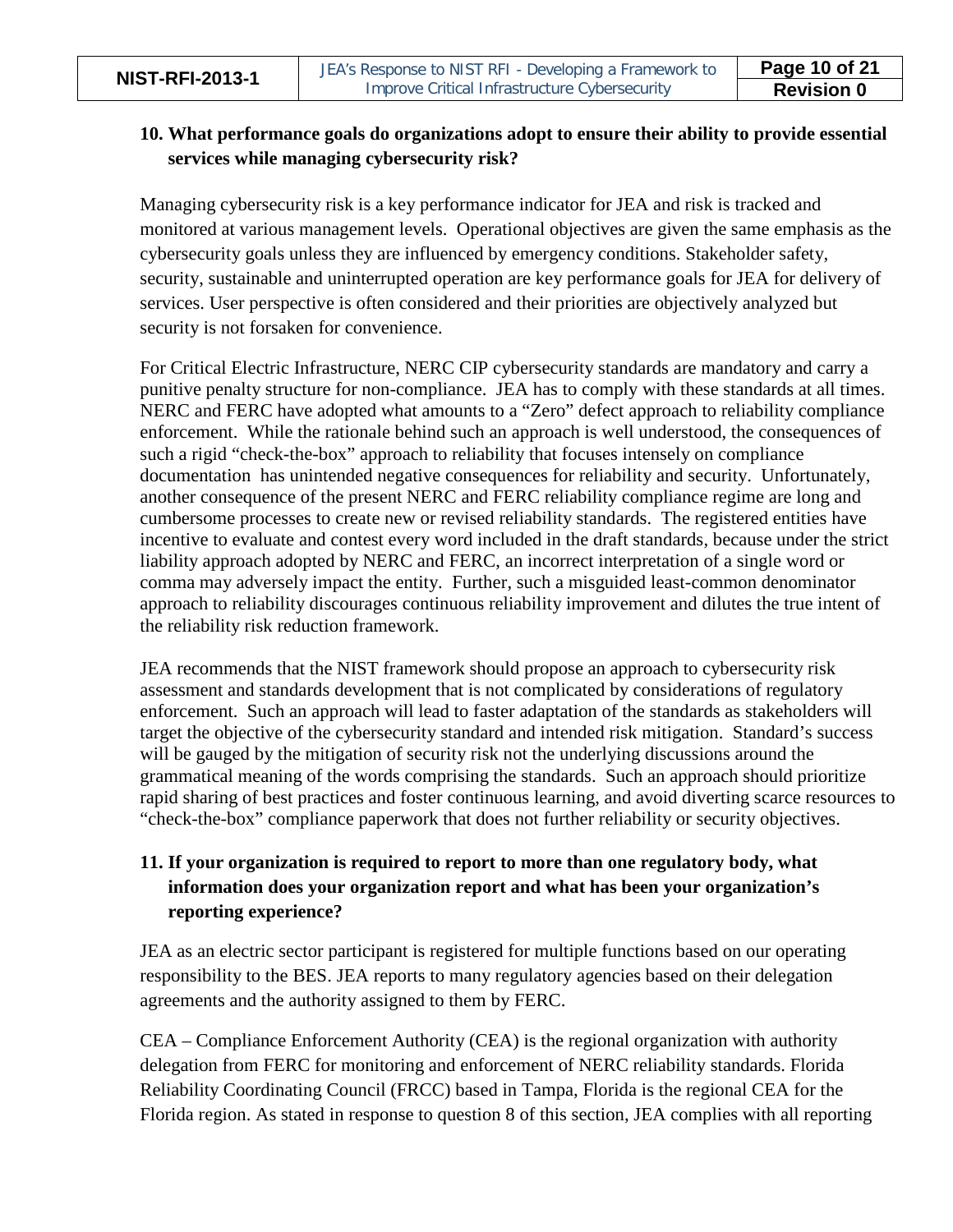**10. What performance goals do organizations adopt to ensure their ability to provide essential services while managing cybersecurity risk?**

Managing cybersecurity risk is a key performance indicator for JEA and risk is tracked and monitored at various management levels. Operational objectives are given the same emphasis as the cybersecurity goals unless they are influenced by emergency conditions. Stakeholder safety, security, sustainable and uninterrupted operation are key performance goals for JEA for delivery of services. User perspective is often considered and their priorities are objectively analyzed but security is not forsaken for convenience.

For Critical Electric Infrastructure, NERC CIP cybersecurity standards are mandatory and carry a punitive penalty structure for non-compliance. JEA has to comply with these standards at all times. NERC and FERC have adopted what amounts to a "Zero" defect approach to reliability compliance enforcement. While the rationale behind such an approach is well understood, the consequences of such a rigid "check-the-box" approach to reliability that focuses intensely on compliance documentation has unintended negative consequences for reliability and security. Unfortunately, another consequence of the present NERC and FERC reliability compliance regime are long and cumbersome processes to create new or revised reliability standards. The registered entities have incentive to evaluate and contest every word included in the draft standards, because under the strict liability approach adopted by NERC and FERC, an incorrect interpretation of a single word or comma may adversely impact the entity. Further, such a misguided least-common denominator approach to reliability discourages continuous reliability improvement and dilutes the true intent of the reliability risk reduction framework.

JEA recommends that the NIST framework should propose an approach to cybersecurity risk assessment and standards development that is not complicated by considerations of regulatory enforcement. Such an approach will lead to faster adaptation of the standards as stakeholders will target the objective of the cybersecurity standard and intended risk mitigation. Standard's success will be gauged by the mitigation of security risk not the underlying discussions around the grammatical meaning of the words comprising the standards. Such an approach should prioritize rapid sharing of best practices and foster continuous learning, and avoid diverting scarce resources to "check-the-box" compliance paperwork that does not further reliability or security objectives.

**11. If your organization is required to report to more than one regulatory body, what information does your organization report and what has been your organization's reporting experience?**

JEA as an electric sector participant is registered for multiple functions based on our operating responsibility to the BES. JEA reports to many regulatory agencies based on their delegation agreements and the authority assigned to them by FERC.

CEA – Compliance Enforcement Authority (CEA) is the regional organization with authority delegation from FERC for monitoring and enforcement of NERC reliability standards. Florida Reliability Coordinating Council (FRCC) based in Tampa, Florida is the regional CEA for the Florida region. As stated in response to question 8 of this section, JEA complies with all reporting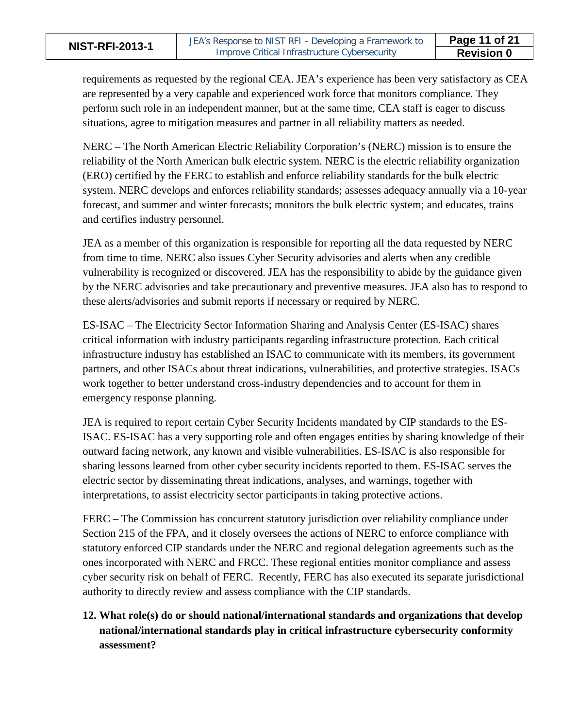requirements as requested by the regional CEA. JEA's experience has been very satisfactory as CEA are represented by a very capable and experienced work force that monitors compliance. They perform such role in an independent manner, but at the same time, CEA staff is eager to discuss situations, agree to mitigation measures and partner in all reliability matters as needed.

NERC – The North American Electric Reliability Corporation's (NERC) mission is to ensure the reliability of the North American bulk electric system. NERC is the electric reliability organization (ERO) certified by the FERC to establish and enforce reliability standards for the bulk electric system. NERC develops and enforces reliability standards; assesses adequacy annually via a 10-year forecast, and summer and winter forecasts; monitors the bulk electric system; and educates, trains and certifies industry personnel.

JEA as a member of this organization is responsible for reporting all the data requested by NERC from time to time. NERC also issues Cyber Security advisories and alerts when any credible vulnerability is recognized or discovered. JEA has the responsibility to abide by the guidance given by the NERC advisories and take precautionary and preventive measures. JEA also has to respond to these alerts/advisories and submit reports if necessary or required by NERC.

ES-ISAC – The Electricity Sector Information Sharing and Analysis Center (ES-ISAC) shares critical information with industry participants regarding infrastructure protection. Each critical infrastructure industry has established an ISAC to communicate with its members, its government partners, and other ISACs about threat indications, vulnerabilities, and protective strategies. ISACs work together to better understand cross-industry dependencies and to account for them in emergency response planning.

JEA is required to report certain Cyber Security Incidents mandated by CIP standards to the ES-ISAC. ES-ISAC has a very supporting role and often engages entities by sharing knowledge of their outward facing network, any known and visible vulnerabilities. ES-ISAC is also responsible for sharing lessons learned from other cyber security incidents reported to them. ES-ISAC serves the electric sector by disseminating threat indications, analyses, and warnings, together with interpretations, to assist electricity sector participants in taking protective actions.

FERC – The Commission has concurrent statutory jurisdiction over reliability compliance under Section 215 of the FPA, and it closely oversees the actions of NERC to enforce compliance with statutory enforced CIP standards under the NERC and regional delegation agreements such as the ones incorporated with NERC and FRCC. These regional entities monitor compliance and assess cyber security risk on behalf of FERC. Recently, FERC has also executed its separate jurisdictional authority to directly review and assess compliance with the CIP standards.

**12. What role(s) do or should national/international standards and organizations that develop national/international standards play in critical infrastructure cybersecurity conformity assessment?**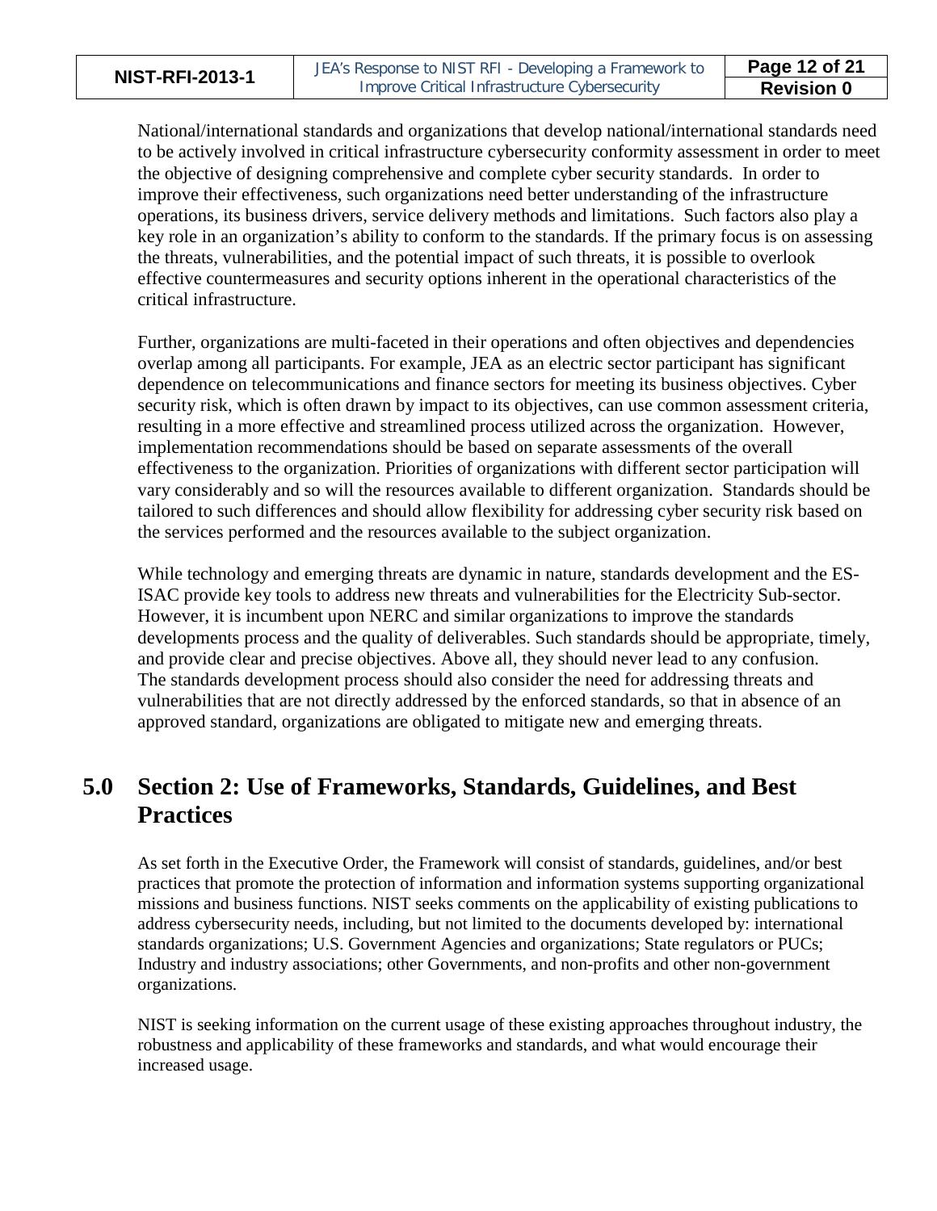National/international standards and organizations that develop national/international standards need to be actively involved in critical infrastructure cybersecurity conformity assessment in order to meet the objective of designing comprehensive and complete cyber security standards. In order to improve their effectiveness, such organizations need better understanding of the infrastructure operations, its business drivers, service delivery methods and limitations. Such factors also play a key role in an organization's ability to conform to the standards. If the primary focus is on assessing the threats, vulnerabilities, and the potential impact of such threats, it is possible to overlook effective countermeasures and security options inherent in the operational characteristics of the critical infrastructure.

Further, organizations are multi-faceted in their operations and often objectives and dependencies overlap among all participants. For example, JEA as an electric sector participant has significant dependence on telecommunications and finance sectors for meeting its business objectives. Cyber security risk, which is often drawn by impact to its objectives, can use common assessment criteria, resulting in a more effective and streamlined process utilized across the organization. However, implementation recommendations should be based on separate assessments of the overall effectiveness to the organization. Priorities of organizations with different sector participation will vary considerably and so will the resources available to different organization. Standards should be tailored to such differences and should allow flexibility for addressing cyber security risk based on the services performed and the resources available to the subject organization.

While technology and emerging threats are dynamic in nature, standards development and the ES-ISAC provide key tools to address new threats and vulnerabilities for the Electricity Sub-sector. However, it is incumbent upon NERC and similar organizations to improve the standards developments process and the quality of deliverables. Such standards should be appropriate, timely, and provide clear and precise objectives. Above all, they should never lead to any confusion. The standards development process should also consider the need for addressing threats and vulnerabilities that are not directly addressed by the enforced standards, so that in absence of an approved standard, organizations are obligated to mitigate new and emerging threats.

# 5.0 Section 2: Use of Frameworks, Standards, Guidelines, and Best Practices

As set forth in the Executive Order, the Framework will consist of standards, guidelines, and/or best practices that promote the protection of information and information systems supporting organizational missions and business functions. NIST seeks comments on the applicability of existing publications to address cybersecurity needs, including, but not limited to the documents developed by: international standards organizations; U.S. Government Agencies and organizations; State regulators or PUCs; Industry and industry associations; other Governments, and non-profits and other non-government organizations.

NIST is seeking information on the current usage of these existing approaches throughout industry, the robustness and applicability of these frameworks and standards, and what would encourage their increased usage.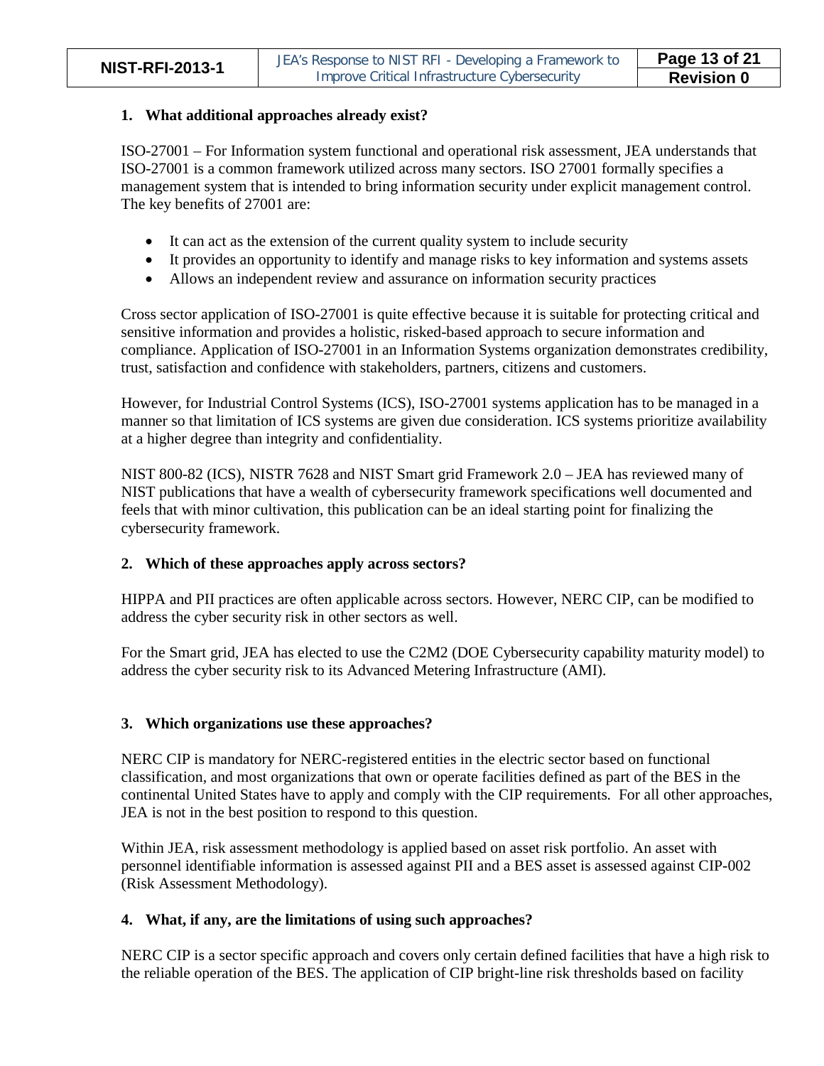**1. What additional approaches already exist?**

ISO-27001 – For Information system functional and operational risk assessment, JEA understands that ISO-27001 is a common framework utilized across many sectors. ISO 27001 formally specifies a management system that is intended to bring information security under explicit management control. The key benefits of 27001 are:

- It can act as the extension of the current quality system to include security
- It provides an opportunity to identify and manage risks to key information and systems assets
- Allows an independent review and assurance on information security practices

Cross sector application of ISO-27001 is quite effective because it is suitable for protecting critical and sensitive information and provides a holistic, risked-based approach to secure information and compliance. Application of ISO-27001 in an Information Systems organization demonstrates credibility, trust, satisfaction and confidence with stakeholders, partners, citizens and customers.

However, for Industrial Control Systems (ICS), ISO-27001 systems application has to be managed in a manner so that limitation of ICS systems are given due consideration. ICS systems prioritize availability at a higher degree than integrity and confidentiality.

NIST 800-82 (ICS), NISTR 7628 and NIST Smart grid Framework 2.0 – JEA has reviewed many of NIST publications that have a wealth of cybersecurity framework specifications well documented and feels that with minor cultivation, this publication can be an ideal starting point for finalizing the cybersecurity framework.

**2. Which of these approaches apply across sectors?**

HIPPA and PII practices are often applicable across sectors. However, NERC CIP, can be modified to address the cyber security risk in other sectors as well.

For the Smart grid, JEA has elected to use the C2M2 (DOE Cybersecurity capability maturity model) to address the cyber security risk to its Advanced Metering Infrastructure (AMI).

**3. Which organizations use these approaches?**

NERC CIP is mandatory for NERC-registered entities in the electric sector based on functional classification, and most organizations that own or operate facilities defined as part of the BES in the continental United States have to apply and comply with the CIP requirements. For all other approaches, JEA is not in the best position to respond to this question.

Within JEA, risk assessment methodology is applied based on asset risk portfolio. An asset with personnel identifiable information is assessed against PII and a BES asset is assessed against CIP-002 (Risk Assessment Methodology).

**4. What, if any, are the limitations of using such approaches?**

NERC CIP is a sector specific approach and covers only certain defined facilities that have a high risk to the reliable operation of the BES. The application of CIP bright-line risk thresholds based on facility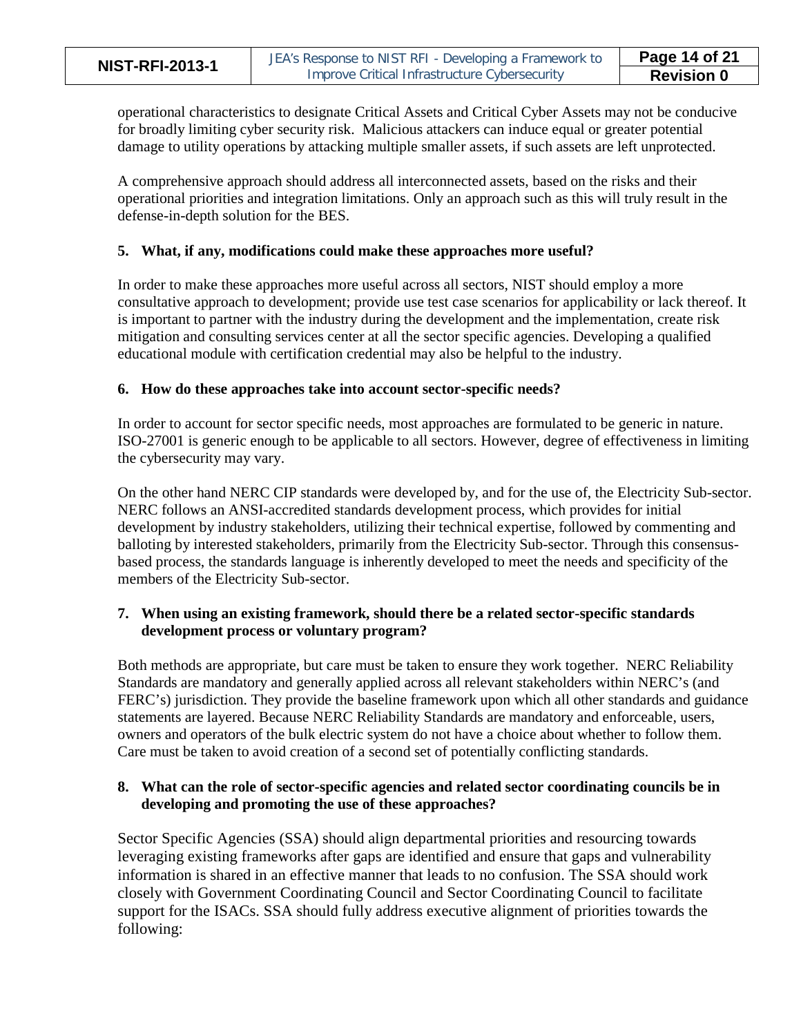operational characteristics to designate Critical Assets and Critical Cyber Assets may not be conducive for broadly limiting cyber security risk. Malicious attackers can induce equal or greater potential damage to utility operations by attacking multiple smaller assets, if such assets are left unprotected.

A comprehensive approach should address all interconnected assets, based on the risks and their operational priorities and integration limitations. Only an approach such as this will truly result in the defense-in-depth solution for the BES.

**5. What, if any, modifications could make these approaches more useful?**

In order to make these approaches more useful across all sectors, NIST should employ a more consultative approach to development; provide use test case scenarios for applicability or lack thereof. It is important to partner with the industry during the development and the implementation, create risk mitigation and consulting services center at all the sector specific agencies. Developing a qualified educational module with certification credential may also be helpful to the industry.

**6. How do these approaches take into account sector-specific needs?**

In order to account for sector specific needs, most approaches are formulated to be generic in nature. ISO-27001 is generic enough to be applicable to all sectors. However, degree of effectiveness in limiting the cybersecurity may vary.

On the other hand NERC CIP standards were developed by, and for the use of, the Electricity Sub-sector. NERC follows an ANSI-accredited standards development process, which provides for initial development by industry stakeholders, utilizing their technical expertise, followed by commenting and balloting by interested stakeholders, primarily from the Electricity Sub-sector. Through this consensus-based process, the standards language is inherently developed to meet the needs and specificity of the members of the Electricity Sub-sector.

**7. When using an existing framework, should there be a related sector-specific standards development process or voluntary program?**

Both methods are appropriate, but care must be taken to ensure they work together. NERC Reliability Standards are mandatory and generally applied across all relevant stakeholders within NERC's (and FERC's) jurisdiction. They provide the baseline framework upon which all other standards and guidance statements are layered. Because NERC Reliability Standards are mandatory and enforceable, users, owners and operators of the bulk electric system do not have a choice about whether to follow them. Care must be taken to avoid creation of a second set of potentially conflicting standards.

**8. What can the role of sector-specific agencies and related sector coordinating councils be in developing and promoting the use of these approaches?**

Sector Specific Agencies (SSA) should align departmental priorities and resourcing towards leveraging existing frameworks after gaps are identified and ensure that gaps and vulnerability information is shared in an effective manner that leads to no confusion. The SSA should work closely with Government Coordinating Council and Sector Coordinating Council to facilitate support for the ISACs. SSA should fully address executive alignment of priorities towards the following: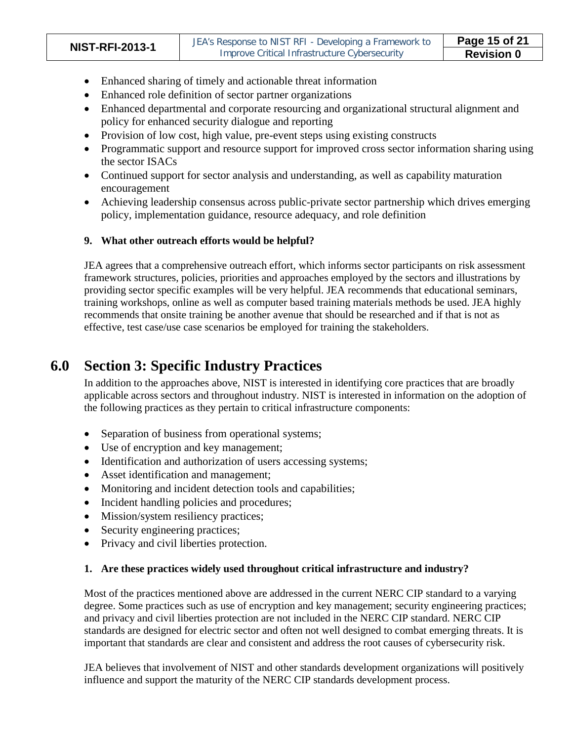- Enhanced sharing of timely and actionable threat information
- Enhanced role definition of sector partner organizations
- Enhanced departmental and corporate resourcing and organizational structural alignment and policy for enhanced security dialogue and reporting
- Provision of low cost, high value, pre-event steps using existing constructs
- Programmatic support and resource support for improved cross sector information sharing using the sector ISACs
- Continued support for sector analysis and understanding, as well as capability maturation encouragement
- Achieving leadership consensus across public-private sector partnership which drives emerging policy, implementation guidance, resource adequacy, and role definition

**9. What other outreach efforts would be helpful?**

JEA agrees that a comprehensive outreach effort, which informs sector participants on risk assessment framework structures, policies, priorities and approaches employed by the sectors and illustrations by providing sector specific examples will be very helpful. JEA recommends that educational seminars, training workshops, online as well as computer based training materials methods be used. JEA highly recommends that onsite training be another avenue that should be researched and if that is not as effective, test case/use case scenarios be employed for training the stakeholders.

# 6.0 Section 3: Specific Industry Practices

In addition to the approaches above, NIST is interested in identifying core practices that are broadly applicable across sectors and throughout industry. NIST is interested in information on the adoption of the following practices as they pertain to critical infrastructure components:

- Separation of business from operational systems;
- Use of encryption and key management;
- Identification and authorization of users accessing systems;
- Asset identification and management;
- Monitoring and incident detection tools and capabilities;
- Incident handling policies and procedures;
- Mission/system resiliency practices;
- Security engineering practices;
- Privacy and civil liberties protection.

**1. Are these practices widely used throughout critical infrastructure and industry?**

Most of the practices mentioned above are addressed in the current NERC CIP standard to a varying degree. Some practices such as use of encryption and key management; security engineering practices; and privacy and civil liberties protection are not included in the NERC CIP standard. NERC CIP standards are designed for electric sector and often not well designed to combat emerging threats. It is important that standards are clear and consistent and address the root causes of cybersecurity risk.

JEA believes that involvement of NIST and other standards development organizations will positively influence and support the maturity of the NERC CIP standards development process.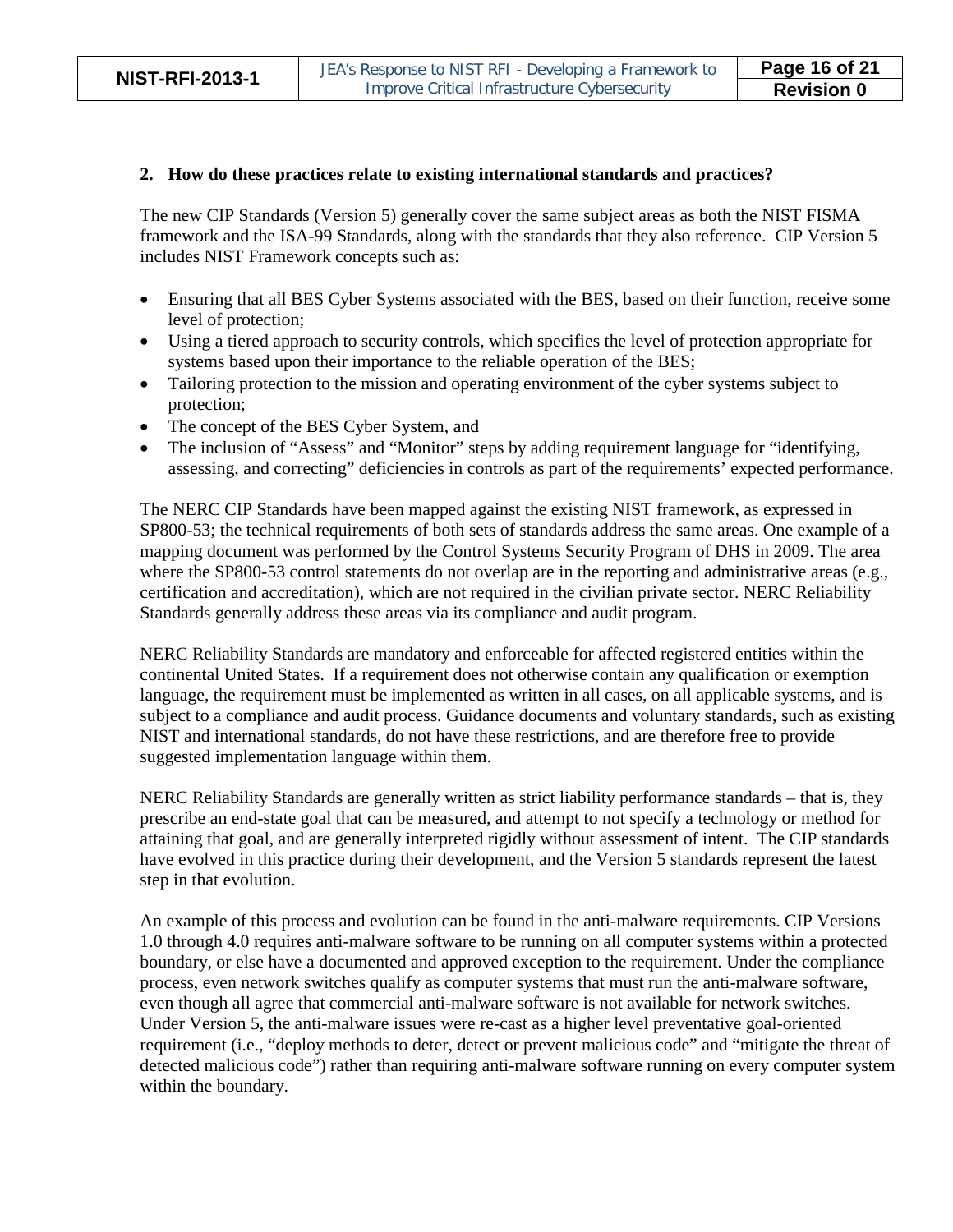**2. How do these practices relate to existing international standards and practices?**

The new CIP Standards (Version 5) generally cover the same subject areas as both the NIST FISMA framework and the ISA-99 Standards, along with the standards that they also reference. CIP Version 5 includes NIST Framework concepts such as:

- Ensuring that all BES Cyber Systems associated with the BES, based on their function, receive some level of protection;
- Using a tiered approach to security controls, which specifies the level of protection appropriate for systems based upon their importance to the reliable operation of the BES;
- Tailoring protection to the mission and operating environment of the cyber systems subject to protection;
- The concept of the BES Cyber System, and
- The inclusion of "Assess" and "Monitor" steps by adding requirement language for "identifying, assessing, and correcting" deficiencies in controls as part of the requirements' expected performance.

The NERC CIP Standards have been mapped against the existing NIST framework, as expressed in SP800-53; the technical requirements of both sets of standards address the same areas. One example of a mapping document was performed by the Control Systems Security Program of DHS in 2009. The area where the SP800-53 control statements do not overlap are in the reporting and administrative areas (e.g., certification and accreditation), which are not required in the civilian private sector. NERC Reliability Standards generally address these areas via its compliance and audit program.

NERC Reliability Standards are mandatory and enforceable for affected registered entities within the continental United States. If a requirement does not otherwise contain any qualification or exemption language, the requirement must be implemented as written in all cases, on all applicable systems, and is subject to a compliance and audit process. Guidance documents and voluntary standards, such as existing NIST and international standards, do not have these restrictions, and are therefore free to provide suggested implementation language within them.

NERC Reliability Standards are generally written as strict liability performance standards – that is, they prescribe an end-state goal that can be measured, and attempt to not specify a technology or method for attaining that goal, and are generally interpreted rigidly without assessment of intent. The CIP standards have evolved in this practice during their development, and the Version 5 standards represent the latest step in that evolution.

An example of this process and evolution can be found in the anti-malware requirements. CIP Versions 1.0 through 4.0 requires anti-malware software to be running on all computer systems within a protected boundary, or else have a documented and approved exception to the requirement. Under the compliance process, even network switches qualify as computer systems that must run the anti-malware software, even though all agree that commercial anti-malware software is not available for network switches. Under Version 5, the anti-malware issues were re-cast as a higher level preventative goal-oriented requirement (i.e., "deploy methods to deter, detect or prevent malicious code" and "mitigate the threat of detected malicious code") rather than requiring anti-malware software running on every computer system within the boundary.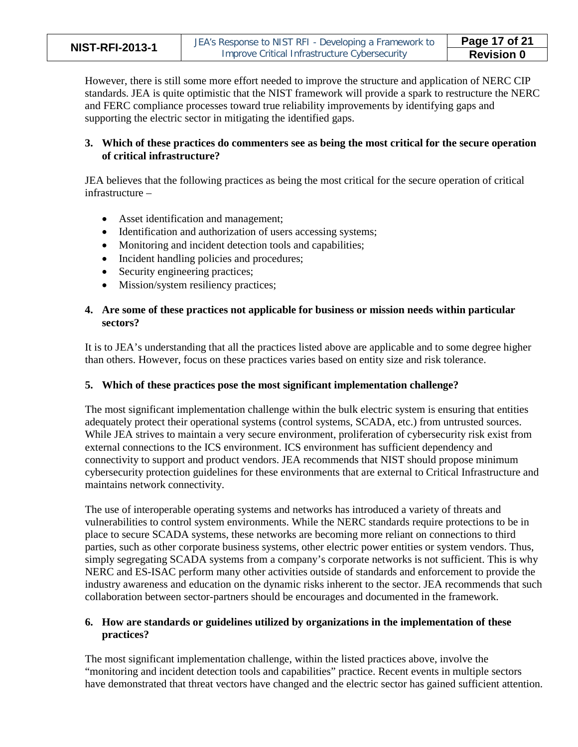However, there is still some more effort needed to improve the structure and application of NERC CIP standards. JEA is quite optimistic that the NIST framework will provide a spark to restructure the NERC and FERC compliance processes toward true reliability improvements by identifying gaps and supporting the electric sector in mitigating the identified gaps.

**3. Which of these practices do commenters see as being the most critical for the secure operation of critical infrastructure?**

JEA believes that the following practices as being the most critical for the secure operation of critical infrastructure –

- Asset identification and management;
- Identification and authorization of users accessing systems;
- Monitoring and incident detection tools and capabilities;
- Incident handling policies and procedures;
- Security engineering practices;
- Mission/system resiliency practices;

**4. Are some of these practices not applicable for business or mission needs within particular sectors?**

It is to JEA's understanding that all the practices listed above are applicable and to some degree higher than others. However, focus on these practices varies based on entity size and risk tolerance.

**5. Which of these practices pose the most significant implementation challenge?**

The most significant implementation challenge within the bulk electric system is ensuring that entities adequately protect their operational systems (control systems, SCADA, etc.) from untrusted sources. While JEA strives to maintain a very secure environment, proliferation of cybersecurity risk exist from external connections to the ICS environment. ICS environment has sufficient dependency and connectivity to support and product vendors. JEA recommends that NIST should propose minimum cybersecurity protection guidelines for these environments that are external to Critical Infrastructure and maintains network connectivity.

The use of interoperable operating systems and networks has introduced a variety of threats and vulnerabilities to control system environments. While the NERC standards require protections to be in place to secure SCADA systems, these networks are becoming more reliant on connections to third parties, such as other corporate business systems, other electric power entities or system vendors. Thus, simply segregating SCADA systems from a company's corporate networks is not sufficient. This is why NERC and ES-ISAC perform many other activities outside of standards and enforcement to provide the industry awareness and education on the dynamic risks inherent to the sector. JEA recommends that such collaboration between sector-partners should be encourages and documented in the framework.

**6. How are standards or guidelines utilized by organizations in the implementation of these practices?**

The most significant implementation challenge, within the listed practices above, involve the "monitoring and incident detection tools and capabilities" practice. Recent events in multiple sectors have demonstrated that threat vectors have changed and the electric sector has gained sufficient attention.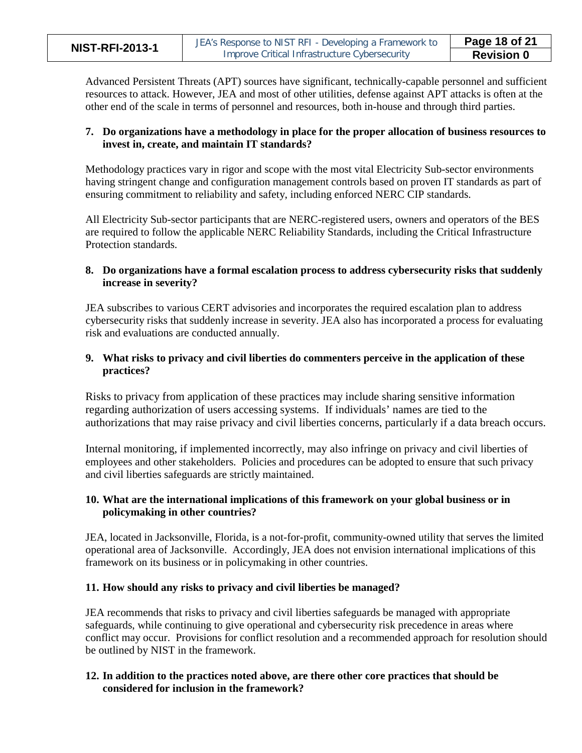Advanced Persistent Threats (APT) sources have significant, technically-capable personnel and sufficient resources to attack. However, JEA and most of other utilities, defense against APT attacks is often at the other end of the scale in terms of personnel and resources, both in-house and through third parties.

**7. Do organizations have a methodology in place for the proper allocation of business resources to invest in, create, and maintain IT standards?**

Methodology practices vary in rigor and scope with the most vital Electricity Sub-sector environments having stringent change and configuration management controls based on proven IT standards as part of ensuring commitment to reliability and safety, including enforced NERC CIP standards.

All Electricity Sub-sector participants that are NERC-registered users, owners and operators of the BES are required to follow the applicable NERC Reliability Standards, including the Critical Infrastructure Protection standards.

**8. Do organizations have a formal escalation process to address cybersecurity risks that suddenly increase in severity?**

JEA subscribes to various CERT advisories and incorporates the required escalation plan to address cybersecurity risks that suddenly increase in severity. JEA also has incorporated a process for evaluating risk and evaluations are conducted annually.

**9. What risks to privacy and civil liberties do commenters perceive in the application of these practices?**

Risks to privacy from application of these practices may include sharing sensitive information regarding authorization of users accessing systems. If individuals' names are tied to the authorizations that may raise privacy and civil liberties concerns, particularly if a data breach occurs.

Internal monitoring, if implemented incorrectly, may also infringe on privacy and civil liberties of employees and other stakeholders. Policies and procedures can be adopted to ensure that such privacy and civil liberties safeguards are strictly maintained.

**10. What are the international implications of this framework on your global business or in policymaking in other countries?**

JEA, located in Jacksonville, Florida, is a not-for-profit, community-owned utility that serves the limited operational area of Jacksonville. Accordingly, JEA does not envision international implications of this framework on its business or in policymaking in other countries.

**11. How should any risks to privacy and civil liberties be managed?**

JEA recommends that risks to privacy and civil liberties safeguards be managed with appropriate safeguards, while continuing to give operational and cybersecurity risk precedence in areas where conflict may occur. Provisions for conflict resolution and a recommended approach for resolution should be outlined by NIST in the framework.

**12. In addition to the practices noted above, are there other core practices that should be considered for inclusion in the framework?**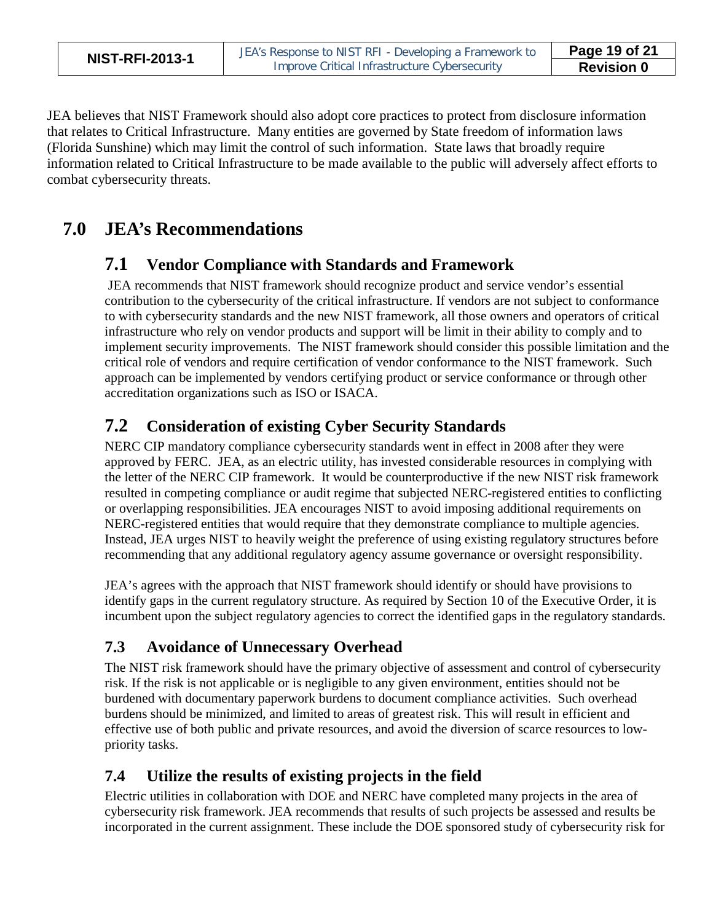JEA believes that NIST Framework should also adopt core practices to protect from disclosure information that relates to Critical Infrastructure. Many entities are governed by State freedom of information laws (Florida Sunshine) which may limit the control of such information. State laws that broadly require information related to Critical Infrastructure to be made available to the public will adversely affect efforts to combat cybersecurity threats.

# 7.0 JEA's Recommendations

## 7.1 Vendor Compliance with Standards and Framework

JEA recommends that NIST framework should recognize product and service vendor's essential contribution to the cybersecurity of the critical infrastructure. If vendors are not subject to conformance to with cybersecurity standards and the new NIST framework, all those owners and operators of critical infrastructure who rely on vendor products and support will be limit in their ability to comply and to implement security improvements. The NIST framework should consider this possible limitation and the critical role of vendors and require certification of vendor conformance to the NIST framework. Such approach can be implemented by vendors certifying product or service conformance or through other accreditation organizations such as ISO or ISACA.

## 7.2 Consideration of existing Cyber Security Standards

NERC CIP mandatory compliance cybersecurity standards went in effect in 2008 after they were approved by FERC. JEA, as an electric utility, has invested considerable resources in complying with the letter of the NERC CIP framework. It would be counterproductive if the new NIST risk framework resulted in competing compliance or audit regime that subjected NERC-registered entities to conflicting or overlapping responsibilities. JEA encourages NIST to avoid imposing additional requirements on NERC-registered entities that would require that they demonstrate compliance to multiple agencies. Instead, JEA urges NIST to heavily weight the preference of using existing regulatory structures before recommending that any additional regulatory agency assume governance or oversight responsibility.

JEA's agrees with the approach that NIST framework should identify or should have provisions to identify gaps in the current regulatory structure. As required by Section 10 of the Executive Order, it is incumbent upon the subject regulatory agencies to correct the identified gaps in the regulatory standards.

## 7.3 Avoidance of Unnecessary Overhead

The NIST risk framework should have the primary objective of assessment and control of cybersecurity risk. If the risk is not applicable or is negligible to any given environment, entities should not be burdened with documentary paperwork burdens to document compliance activities. Such overhead burdens should be minimized, and limited to areas of greatest risk. This will result in efficient and effective use of both public and private resources, and avoid the diversion of scarce resources to low-priority tasks.

## 7.4 Utilize the results of existing projects in the field

Electric utilities in collaboration with DOE and NERC have completed many projects in the area of cybersecurity risk framework. JEA recommends that results of such projects be assessed and results be incorporated in the current assignment. These include the DOE sponsored study of cybersecurity risk for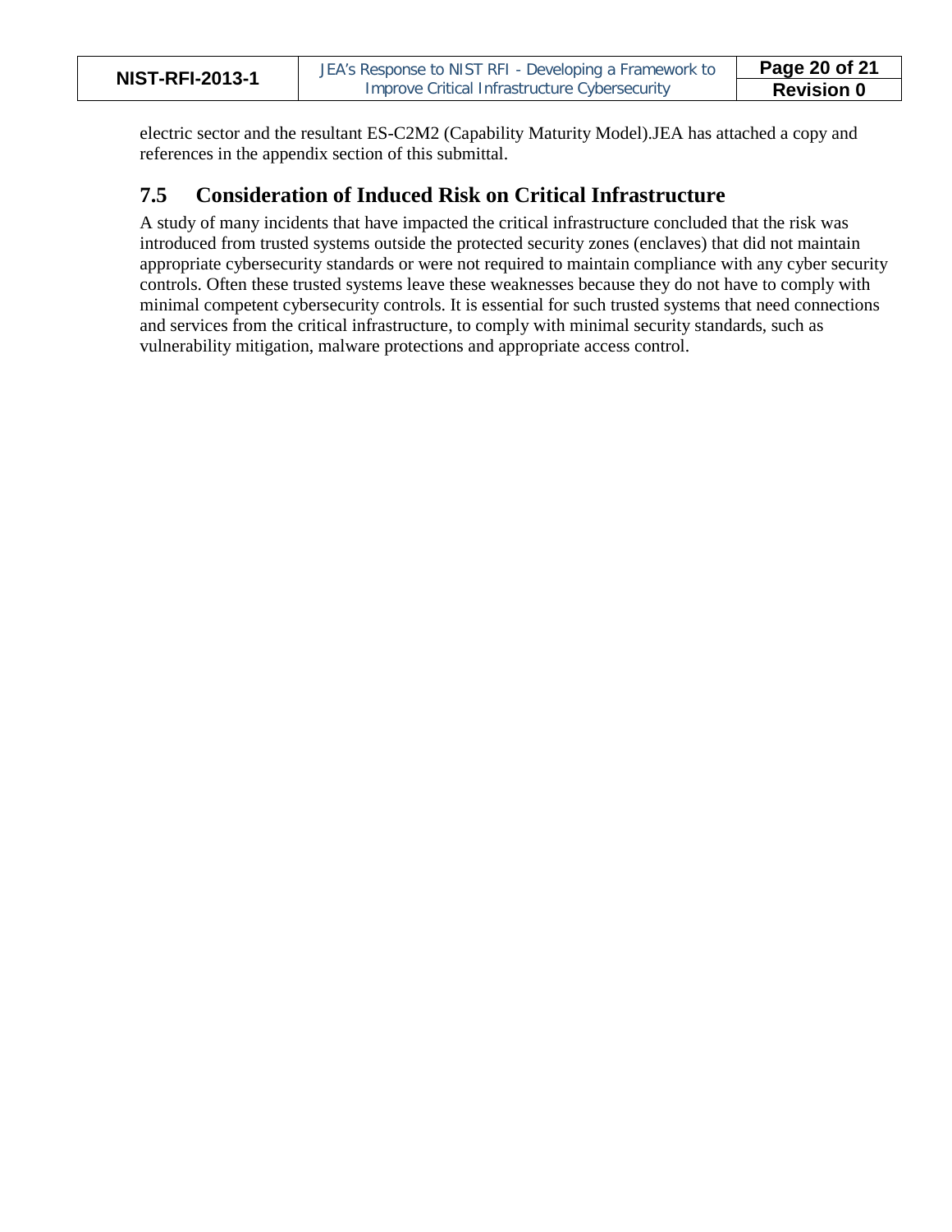electric sector and the resultant ES-C2M2 (Capability Maturity Model).JEA has attached a copy and references in the appendix section of this submittal.

## 7.5 Consideration of Induced Risk on Critical Infrastructure

A study of many incidents that have impacted the critical infrastructure concluded that the risk was introduced from trusted systems outside the protected security zones (enclaves) that did not maintain appropriate cybersecurity standards or were not required to maintain compliance with any cyber security controls. Often these trusted systems leave these weaknesses because they do not have to comply with minimal competent cybersecurity controls. It is essential for such trusted systems that need connections and services from the critical infrastructure, to comply with minimal security standards, such as vulnerability mitigation, malware protections and appropriate access control.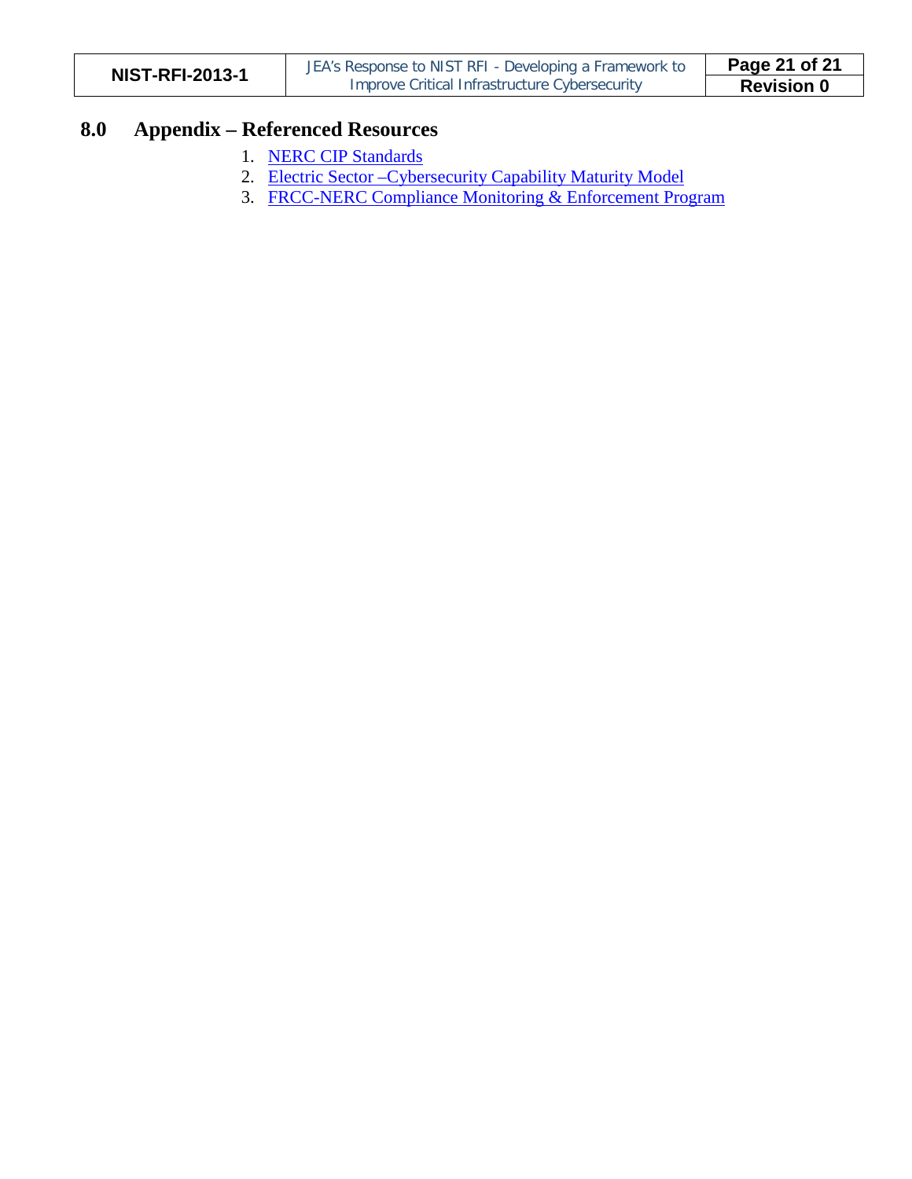## 8.0 Appendix – Referenced Resources

1. NERC CIP Standards
2. Electric Sector –Cybersecurity Capability Maturity Model
3. FRCC-NERC Compliance Monitoring & Enforcement Program